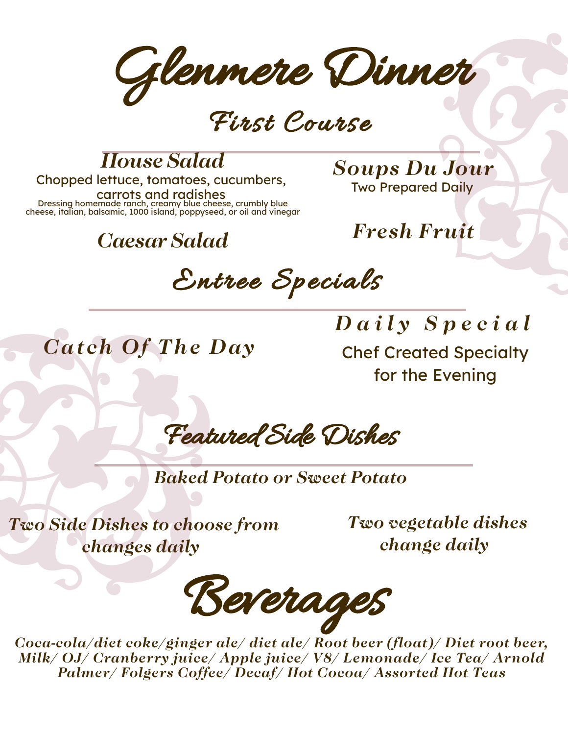# Glenmere Dinner

## First Course

### *House Salad*

Chopped lettuce, tomatoes, cucumbers, carrots and radishes

Dressing homemade ranch, creamy blue cheese, crumbly blue cheese, italian, balsamic, 1000 island, poppyseed, or oil and vinegar

### *Caesar Salad*

### *Soups Du Jour*

Two Prepared Daily

### *Fresh Fruit*

## Entree Specials

### *Catch Of The Day*

### *Daily Special*

Chef Created Specialty for the Evening

## Featured Side Dishes

***Baked Potato or Sweet Potato***

***Two Side Dishes to choose from changes daily***

***Two vegetable dishes change daily***

## Beverages

***Coca-cola/ diet coke/ ginger ale/ diet ale/ Root beer (float)/ Diet root beer, Milk/ OJ/ Cranberry juice/ Apple juice/ V8/ Lemonade/ Ice Tea/ Arnold Palmer/ Folgers Coffee/ Decaf/ Hot Cocoa/ Assorted Hot Teas***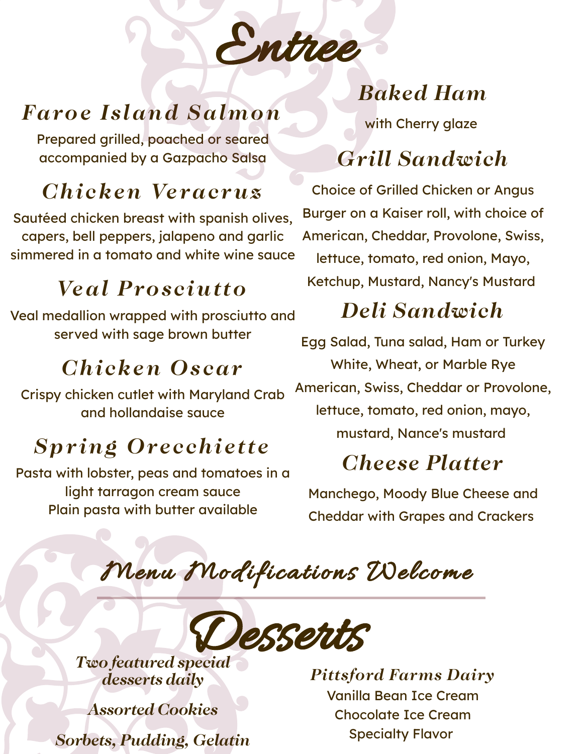# Entree

## Faroe Island Salmon

Prepared grilled, poached or seared accompanied by a Gazpacho Salsa

## Chicken Veracruz

Sautéed chicken breast with spanish olives, capers, bell peppers, jalapeno and garlic simmered in a tomato and white wine sauce

## Veal Prosciutto

Veal medallion wrapped with prosciutto and served with sage brown butter

## Chicken Oscar

Crispy chicken cutlet with Maryland Crab and hollandaise sauce

## Spring Orecchiette

Pasta with lobster, peas and tomatoes in a light tarragon cream sauce
Plain pasta with butter available

## Baked Ham

with Cherry glaze

## Grill Sandwich

Choice of Grilled Chicken or Angus Burger on a Kaiser roll, with choice of American, Cheddar, Provolone, Swiss, lettuce, tomato, red onion, Mayo, Ketchup, Mustard, Nancy's Mustard

## Deli Sandwich

Egg Salad, Tuna salad, Ham or Turkey
White, Wheat, or Marble Rye
American, Swiss, Cheddar or Provolone, lettuce, tomato, red onion, mayo, mustard, Nance's mustard

## Cheese Platter

Manchego, Moody Blue Cheese and Cheddar with Grapes and Crackers

*Menu Modifications Welcome*

# Desserts

***Two featured special desserts daily***

***Assorted Cookies***

***Sorbets, Pudding, Gelatin***

***Pittsford Farms Dairy***

Vanilla Bean Ice Cream
Chocolate Ice Cream
Specialty Flavor